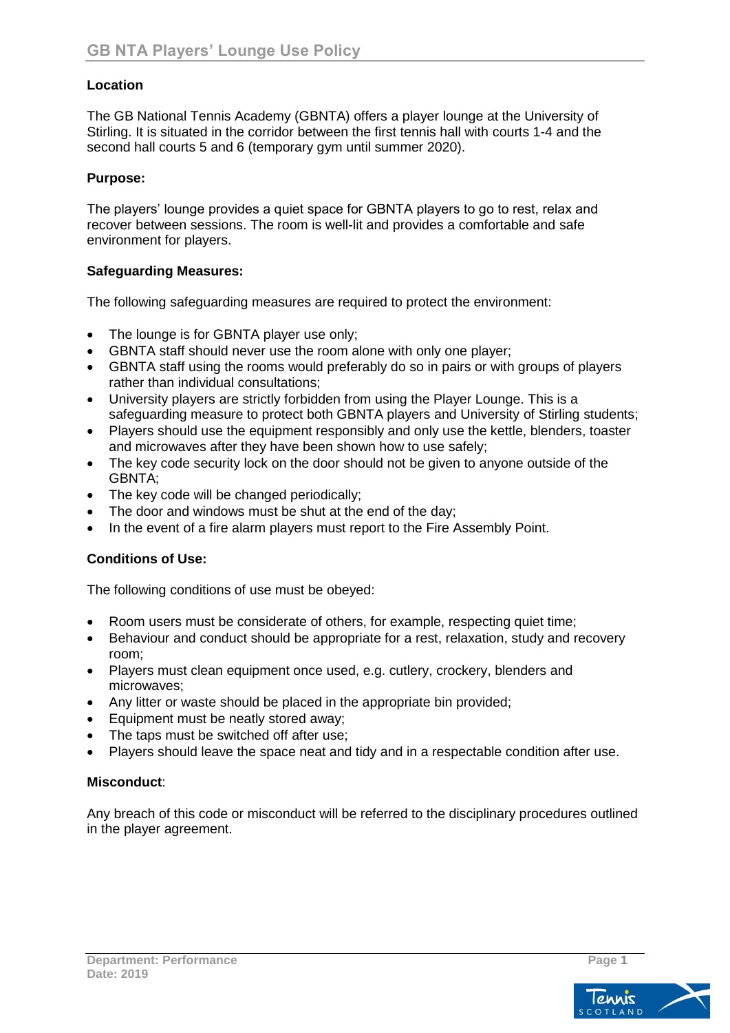# GB NTA Players' Lounge Use Policy

**Location**

The GB National Tennis Academy (GBNTA) offers a player lounge at the University of Stirling. It is situated in the corridor between the first tennis hall with courts 1-4 and the second hall courts 5 and 6 (temporary gym until summer 2020).

**Purpose:**

The players' lounge provides a quiet space for GBNTA players to go to rest, relax and recover between sessions. The room is well-lit and provides a comfortable and safe environment for players.

**Safeguarding Measures:**

The following safeguarding measures are required to protect the environment:

- The lounge is for GBNTA player use only;
- GBNTA staff should never use the room alone with only one player;
- GBNTA staff using the rooms would preferably do so in pairs or with groups of players rather than individual consultations;
- University players are strictly forbidden from using the Player Lounge. This is a safeguarding measure to protect both GBNTA players and University of Stirling students;
- Players should use the equipment responsibly and only use the kettle, blenders, toaster and microwaves after they have been shown how to use safely;
- The key code security lock on the door should not be given to anyone outside of the GBNTA;
- The key code will be changed periodically;
- The door and windows must be shut at the end of the day;
- In the event of a fire alarm players must report to the Fire Assembly Point.

**Conditions of Use:**

The following conditions of use must be obeyed:

- Room users must be considerate of others, for example, respecting quiet time;
- Behaviour and conduct should be appropriate for a rest, relaxation, study and recovery room;
- Players must clean equipment once used, e.g. cutlery, crockery, blenders and microwaves;
- Any litter or waste should be placed in the appropriate bin provided;
- Equipment must be neatly stored away;
- The taps must be switched off after use;
- Players should leave the space neat and tidy and in a respectable condition after use.

**Misconduct**:

Any breach of this code or misconduct will be referred to the disciplinary procedures outlined in the player agreement.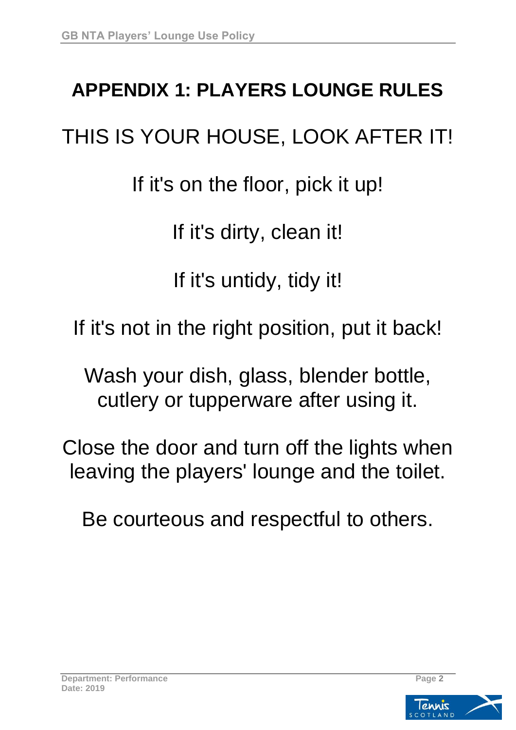# APPENDIX 1: PLAYERS LOUNGE RULES

THIS IS YOUR HOUSE, LOOK AFTER IT!

If it's on the floor, pick it up!

If it's dirty, clean it!

If it's untidy, tidy it!

If it's not in the right position, put it back!

Wash your dish, glass, blender bottle, cutlery or tupperware after using it.

Close the door and turn off the lights when leaving the players' lounge and the toilet.

Be courteous and respectful to others.